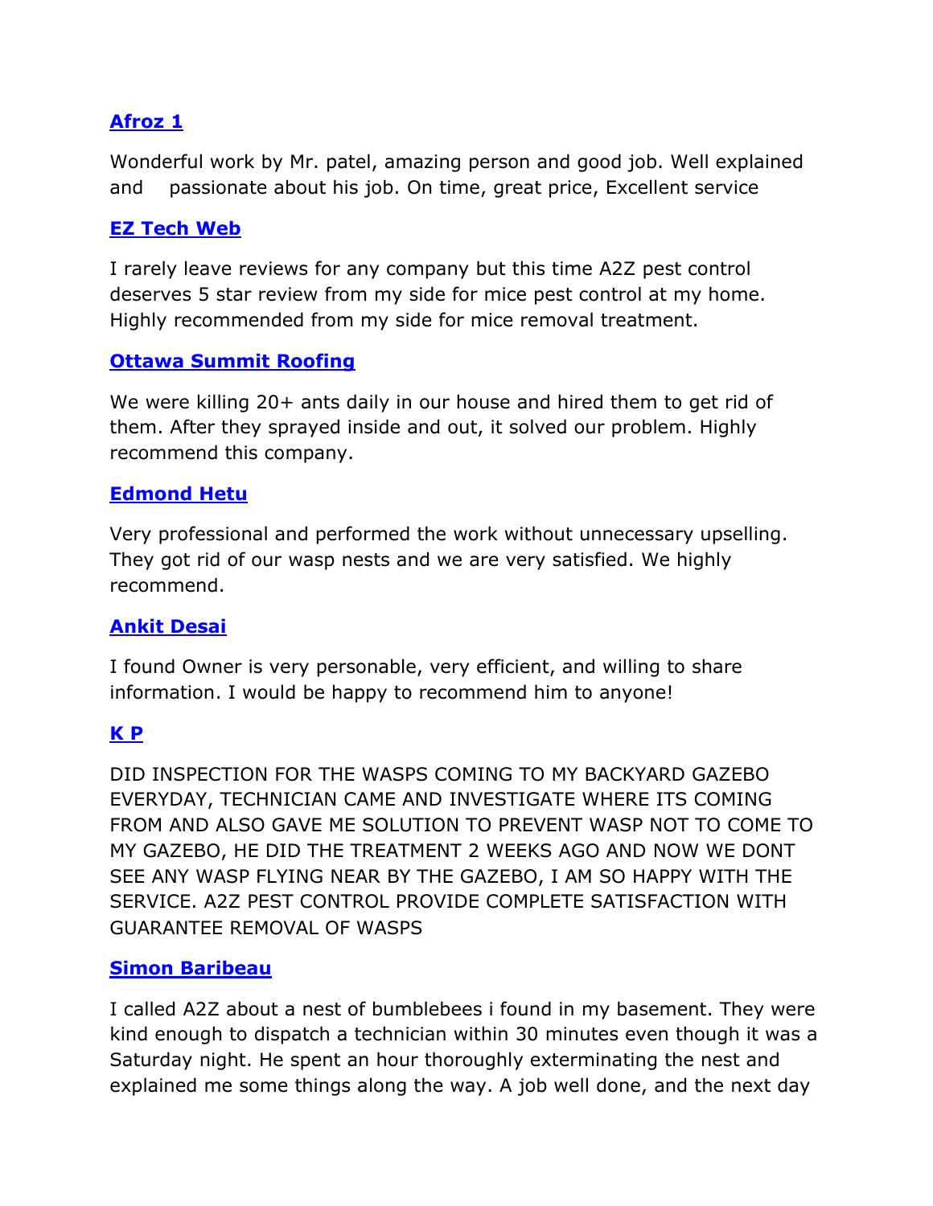**Afroz 1**

Wonderful work by Mr. patel, amazing person and good job. Well explained and passionate about his job. On time, great price, Excellent service

**EZ Tech Web**

I rarely leave reviews for any company but this time A2Z pest control deserves 5 star review from my side for mice pest control at my home. Highly recommended from my side for mice removal treatment.

**Ottawa Summit Roofing**

We were killing 20+ ants daily in our house and hired them to get rid of them. After they sprayed inside and out, it solved our problem. Highly recommend this company.

**Edmond Hetu**

Very professional and performed the work without unnecessary upselling. They got rid of our wasp nests and we are very satisfied. We highly recommend.

**Ankit Desai**

I found Owner is very personable, very efficient, and willing to share information. I would be happy to recommend him to anyone!

**K P**

DID INSPECTION FOR THE WASPS COMING TO MY BACKYARD GAZEBO EVERYDAY, TECHNICIAN CAME AND INVESTIGATE WHERE ITS COMING FROM AND ALSO GAVE ME SOLUTION TO PREVENT WASP NOT TO COME TO MY GAZEBO, HE DID THE TREATMENT 2 WEEKS AGO AND NOW WE DONT SEE ANY WASP FLYING NEAR BY THE GAZEBO, I AM SO HAPPY WITH THE SERVICE. A2Z PEST CONTROL PROVIDE COMPLETE SATISFACTION WITH GUARANTEE REMOVAL OF WASPS

**Simon Baribeau**

I called A2Z about a nest of bumblebees i found in my basement. They were kind enough to dispatch a technician within 30 minutes even though it was a Saturday night. He spent an hour thoroughly exterminating the nest and explained me some things along the way. A job well done, and the next day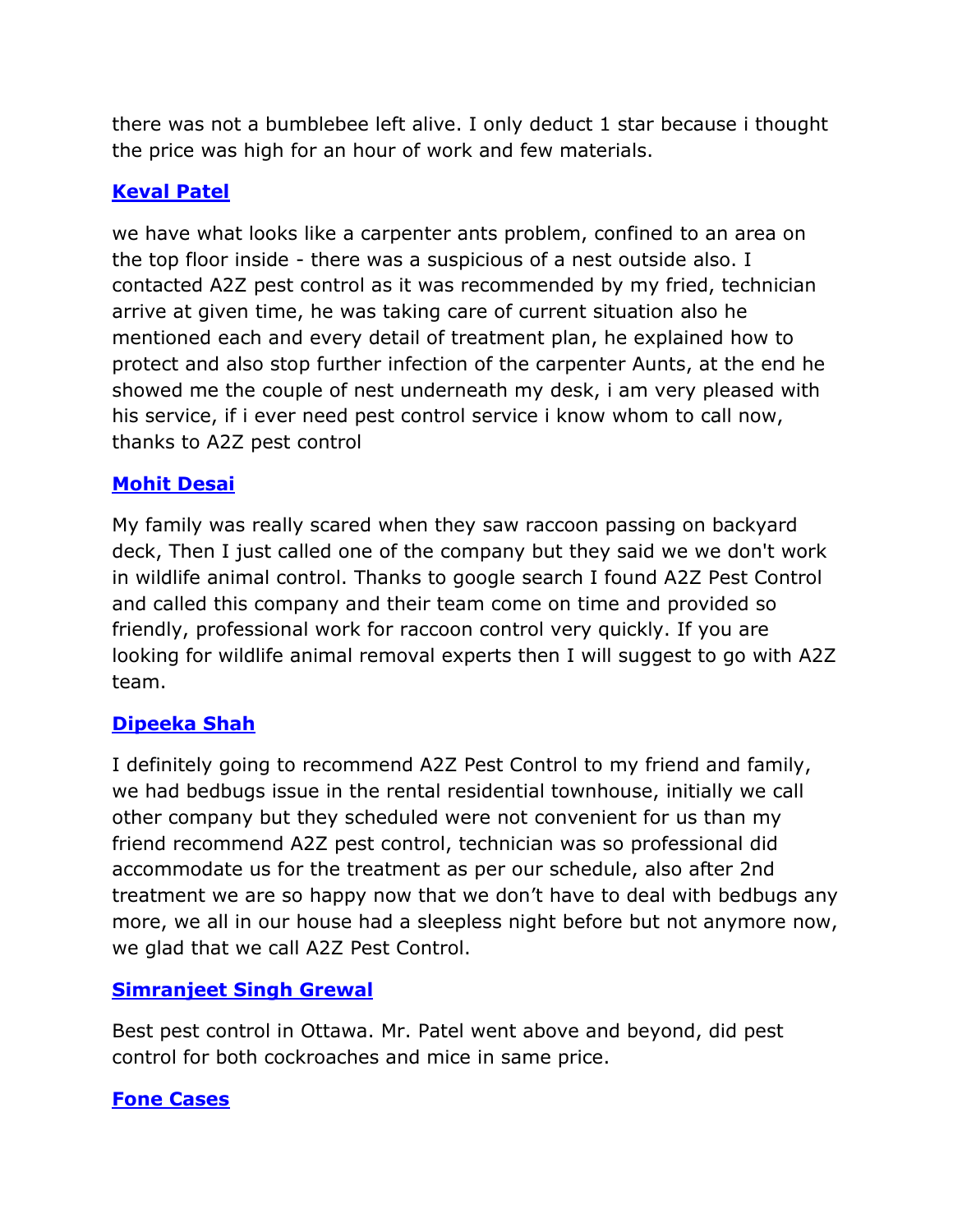there was not a bumblebee left alive. I only deduct 1 star because i thought the price was high for an hour of work and few materials.

**Keval Patel**

we have what looks like a carpenter ants problem, confined to an area on the top floor inside - there was a suspicious of a nest outside also. I contacted A2Z pest control as it was recommended by my fried, technician arrive at given time, he was taking care of current situation also he mentioned each and every detail of treatment plan, he explained how to protect and also stop further infection of the carpenter Aunts, at the end he showed me the couple of nest underneath my desk, i am very pleased with his service, if i ever need pest control service i know whom to call now, thanks to A2Z pest control

**Mohit Desai**

My family was really scared when they saw raccoon passing on backyard deck, Then I just called one of the company but they said we we don't work in wildlife animal control. Thanks to google search I found A2Z Pest Control and called this company and their team come on time and provided so friendly, professional work for raccoon control very quickly. If you are looking for wildlife animal removal experts then I will suggest to go with A2Z team.

**Dipeeka Shah**

I definitely going to recommend A2Z Pest Control to my friend and family, we had bedbugs issue in the rental residential townhouse, initially we call other company but they scheduled were not convenient for us than my friend recommend A2Z pest control, technician was so professional did accommodate us for the treatment as per our schedule, also after 2nd treatment we are so happy now that we don’t have to deal with bedbugs any more, we all in our house had a sleepless night before but not anymore now, we glad that we call A2Z Pest Control.

**Simranjeet Singh Grewal**

Best pest control in Ottawa. Mr. Patel went above and beyond, did pest control for both cockroaches and mice in same price.

**Fone Cases**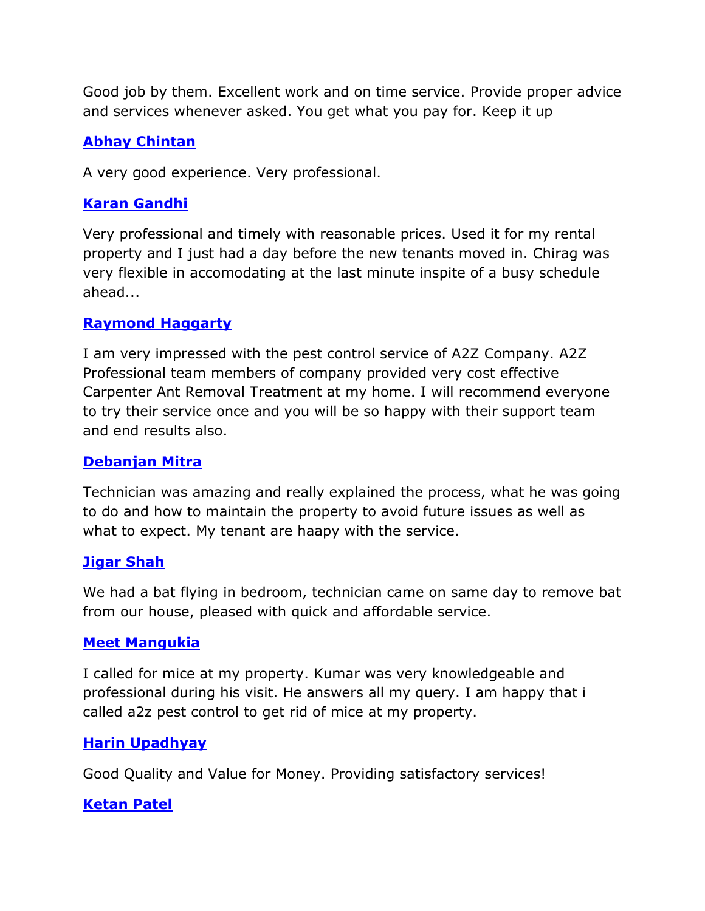Good job by them. Excellent work and on time service. Provide proper advice and services whenever asked. You get what you pay for. Keep it up

**Abhay Chintan**

A very good experience. Very professional.

**Karan Gandhi**

Very professional and timely with reasonable prices. Used it for my rental property and I just had a day before the new tenants moved in. Chirag was very flexible in accomodating at the last minute inspite of a busy schedule ahead...

**Raymond Haggarty**

I am very impressed with the pest control service of A2Z Company. A2Z Professional team members of company provided very cost effective Carpenter Ant Removal Treatment at my home. I will recommend everyone to try their service once and you will be so happy with their support team and end results also.

**Debanjan Mitra**

Technician was amazing and really explained the process, what he was going to do and how to maintain the property to avoid future issues as well as what to expect. My tenant are haapy with the service.

**Jigar Shah**

We had a bat flying in bedroom, technician came on same day to remove bat from our house, pleased with quick and affordable service.

**Meet Mangukia**

I called for mice at my property. Kumar was very knowledgeable and professional during his visit. He answers all my query. I am happy that i called a2z pest control to get rid of mice at my property.

**Harin Upadhyay**

Good Quality and Value for Money. Providing satisfactory services!

**Ketan Patel**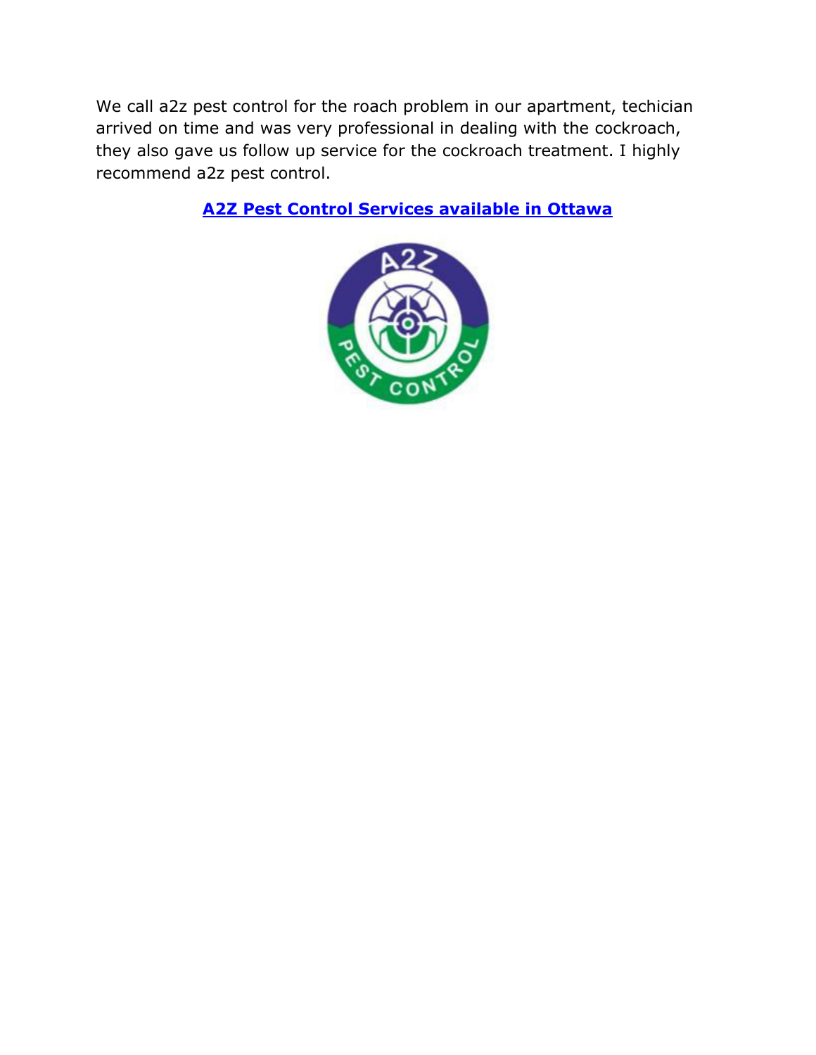We call a2z pest control for the roach problem in our apartment, techician arrived on time and was very professional in dealing with the cockroach, they also gave us follow up service for the cockroach treatment. I highly recommend a2z pest control.

**A2Z Pest Control Services available in Ottawa**